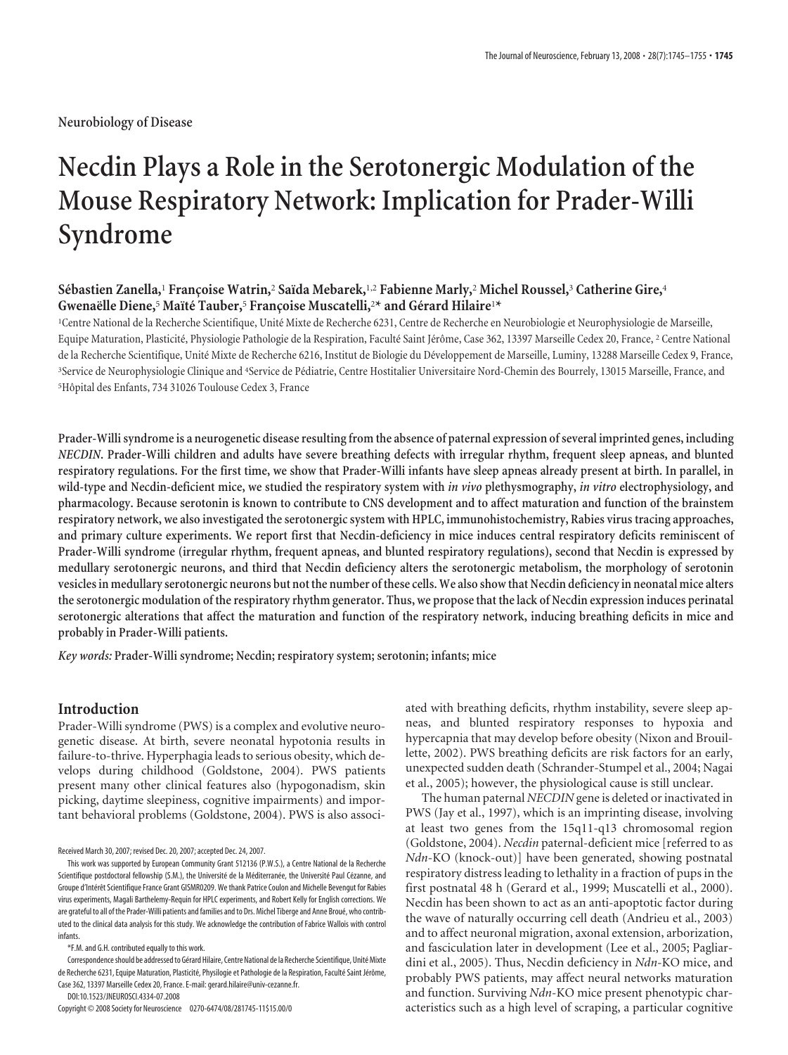Neurobiology of Disease

# Necdin Plays a Role in the Serotonergic Modulation of the Mouse Respiratory Network: Implication for Prader-Willi Syndrome

**Sébastien Zanella,[1] Françoise Watrin,[2] Saïda Mebarek,[1,2] Fabienne Marly,[2] Michel Roussel,[3] Catherine Gire,[4] Gwenaëlle Diene,[5] Maïté Tauber,[5] Françoise Muscatelli,[2]* and Gérard Hilaire[1]***

[1]Centre National de la Recherche Scientifique, Unité Mixte de Recherche 6231, Centre de Recherche en Neurobiologie et Neurophysiologie de Marseille, Equipe Maturation, Plasticité, Physiologie Pathologie de la Respiration, Faculté Saint Jérôme, Case 362, 13397 Marseille Cedex 20, France, [2] Centre National de la Recherche Scientifique, Unité Mixte de Recherche 6216, Institut de Biologie du Développement de Marseille, Luminy, 13288 Marseille Cedex 9, France, [3]Service de Neurophysiologie Clinique and [4]Service de Pédiatrie, Centre Hostitalier Universitaire Nord-Chemin des Bourrely, 13015 Marseille, France, and [5]Hôpital des Enfants, 734 31026 Toulouse Cedex 3, France

**Prader-Willi syndrome is a neurogenetic disease resulting from the absence of paternal expression of several imprinted genes, including *NECDIN*. Prader-Willi children and adults have severe breathing defects with irregular rhythm, frequent sleep apneas, and blunted respiratory regulations. For the first time, we show that Prader-Willi infants have sleep apneas already present at birth. In parallel, in wild-type and Necdin-deficient mice, we studied the respiratory system with *in vivo* plethysmography, *in vitro* electrophysiology, and pharmacology. Because serotonin is known to contribute to CNS development and to affect maturation and function of the brainstem respiratory network, we also investigated the serotonergic system with HPLC, immunohistochemistry, Rabies virus tracing approaches, and primary culture experiments. We report first that Necdin-deficiency in mice induces central respiratory deficits reminiscent of Prader-Willi syndrome (irregular rhythm, frequent apneas, and blunted respiratory regulations), second that Necdin is expressed by medullary serotonergic neurons, and third that Necdin deficiency alters the serotonergic metabolism, the morphology of serotonin vesicles in medullary serotonergic neurons but not the number of these cells. We also show that Necdin deficiency in neonatal mice alters the serotonergic modulation of the respiratory rhythm generator. Thus, we propose that the lack of Necdin expression induces perinatal serotonergic alterations that affect the maturation and function of the respiratory network, inducing breathing deficits in mice and probably in Prader-Willi patients.**

***Key words:*** **Prader-Willi syndrome; Necdin; respiratory system; serotonin; infants; mice**

## Introduction

Prader-Willi syndrome (PWS) is a complex and evolutive neurogenetic disease. At birth, severe neonatal hypotonia results in failure-to-thrive. Hyperphagia leads to serious obesity, which develops during childhood (Goldstone, 2004). PWS patients present many other clinical features also (hypogonadism, skin picking, daytime sleepiness, cognitive impairments) and important behavioral problems (Goldstone, 2004). PWS is also associated with breathing deficits, rhythm instability, severe sleep apneas, and blunted respiratory responses to hypoxia and hypercapnia that may develop before obesity (Nixon and Brouillette, 2002). PWS breathing deficits are risk factors for an early, unexpected sudden death (Schrander-Stumpel et al., 2004; Nagai et al., 2005); however, the physiological cause is still unclear.

The human paternal *NECDIN* gene is deleted or inactivated in PWS (Jay et al., 1997), which is an imprinting disease, involving at least two genes from the 15q11-q13 chromosomal region (Goldstone, 2004). *Necdin* paternal-deficient mice [referred to as *Ndn*-KO (knock-out)] have been generated, showing postnatal respiratory distress leading to lethality in a fraction of pups in the first postnatal 48 h (Gerard et al., 1999; Muscatelli et al., 2000). Necdin has been shown to act as an anti-apoptotic factor during the wave of naturally occurring cell death (Andrieu et al., 2003) and to affect neuronal migration, axonal extension, arborization, and fasciculation later in development (Lee et al., 2005; Pagliardini et al., 2005). Thus, Necdin deficiency in *Ndn*-KO mice, and probably PWS patients, may affect neural networks maturation and function. Surviving *Ndn*-KO mice present phenotypic characteristics such as a high level of scraping, a particular cognitive

Received March 30, 2007; revised Dec. 20, 2007; accepted Dec. 24, 2007.

This work was supported by European Community Grant 512136 (P.W.S.), a Centre National de la Recherche Scientifique postdoctoral fellowship (S.M.), the Université de la Méditerranée, the Université Paul Cézanne, and Groupe d'Intérêt Scientifique France Grant GISMR0209. We thank Patrice Coulon and Michelle Bevengut for Rabies virus experiments, Magali Barthelemy-Requin for HPLC experiments, and Robert Kelly for English corrections. We are grateful to all of the Prader-Willi patients and families and to Drs. Michel Tiberge and Anne Broué, who contributed to the clinical data analysis for this study. We acknowledge the contribution of Fabrice Wallois with control infants.

*F.M. and G.H. contributed equally to this work.

Correspondence should be addressed to Gérard Hilaire, Centre National de la Recherche Scientifique, Unité Mixte de Recherche 6231, Equipe Maturation, Plasticité, Physiologie et Pathologie de la Respiration, Faculté Saint Jérôme, Case 362, 13397 Marseille Cedex 20, France. E-mail: gerard.hilaire@univ-cezanne.fr.

DOI:10.1523/JNEUROSCI.4334-07.2008

Copyright © 2008 Society for Neuroscience 0270-6474/08/281745-11$15.00/0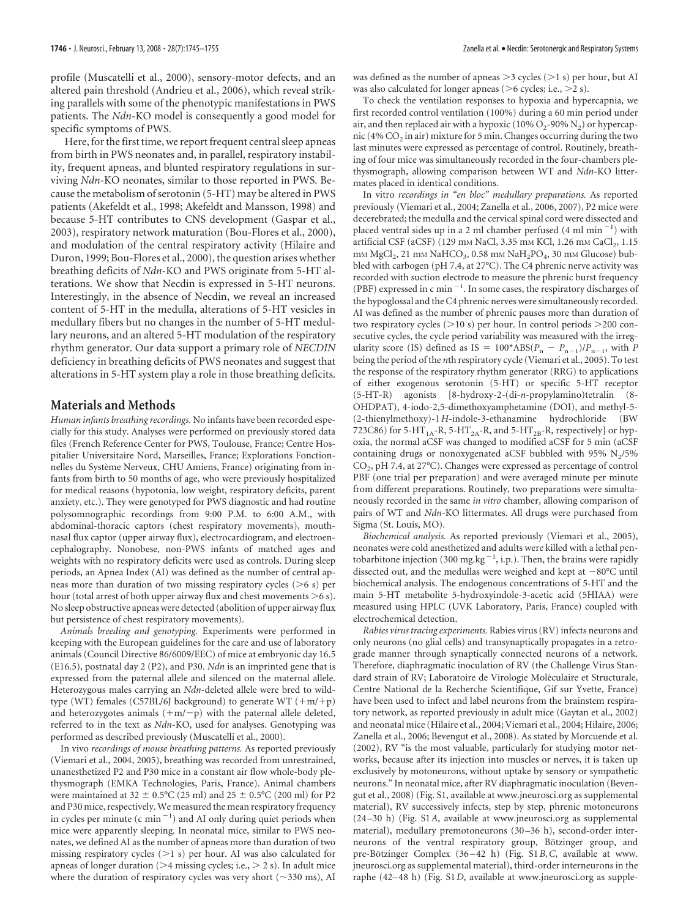profile (Muscatelli et al., 2000), sensory-motor defects, and an altered pain threshold (Andrieu et al., 2006), which reveal striking parallels with some of the phenotypic manifestations in PWS patients. The *Ndn*-KO model is consequently a good model for specific symptoms of PWS.

Here, for the first time, we report frequent central sleep apneas from birth in PWS neonates and, in parallel, respiratory instability, frequent apneas, and blunted respiratory regulations in surviving *Ndn*-KO neonates, similar to those reported in PWS. Because the metabolism of serotonin (5-HT) may be altered in PWS patients (Akefeldt et al., 1998; Akefeldt and Mansson, 1998) and because 5-HT contributes to CNS development (Gaspar et al., 2003), respiratory network maturation (Bou-Flores et al., 2000), and modulation of the central respiratory activity (Hilaire and Duron, 1999; Bou-Flores et al., 2000), the question arises whether breathing deficits of *Ndn*-KO and PWS originate from 5-HT alterations. We show that Necdin is expressed in 5-HT neurons. Interestingly, in the absence of Necdin, we reveal an increased content of 5-HT in the medulla, alterations of 5-HT vesicles in medullary fibers but no changes in the number of 5-HT medullary neurons, and an altered 5-HT modulation of the respiratory rhythm generator. Our data support a primary role of *NECDIN* deficiency in breathing deficits of PWS neonates and suggest that alterations in 5-HT system play a role in those breathing deficits.

## Materials and Methods

*Human infants breathing recordings.* No infants have been recorded especially for this study. Analyses were performed on previously stored data files (French Reference Center for PWS, Toulouse, France; Centre Hospitalier Universitaire Nord, Marseilles, France; Explorations Fonctionnelles du Système Nerveux, CHU Amiens, France) originating from infants from birth to 50 months of age, who were previously hospitalized for medical reasons (hypotonia, low weight, respiratory deficits, parent anxiety, etc.). They were genotyped for PWS diagnostic and had routine polysomnographic recordings from 9:00 P.M. to 6:00 A.M., with abdominal-thoracic captors (chest respiratory movements), mouth-nasal flux captor (upper airway flux), electrocardiogram, and electroencephalography. Nonobese, non-PWS infants of matched ages and weights with no respiratory deficits were used as controls. During sleep periods, an Apnea Index (AI) was defined as the number of central apneas more than duration of two missing respiratory cycles (>6 s) per hour (total arrest of both upper airway flux and chest movements >6 s). No sleep obstructive apneas were detected (abolition of upper airway flux but persistence of chest respiratory movements).

*Animals breeding and genotyping.* Experiments were performed in keeping with the European guidelines for the care and use of laboratory animals (Council Directive 86/6009/EEC) of mice at embryonic day 16.5 (E16.5), postnatal day 2 (P2), and P30. *Ndn* is an imprinted gene that is expressed from the paternal allele and silenced on the maternal allele. Heterozygous males carrying an *Ndn*-deleted allele were bred to wild-type (WT) females (C57BL/6J background) to generate WT (+m/+p) and heterozygotes animals (+m/−p) with the paternal allele deleted, referred to in the text as *Ndn*-KO, used for analyses. Genotyping was performed as described previously (Muscatelli et al., 2000).

*In vivo recordings of mouse breathing patterns.* As reported previously (Viemari et al., 2004, 2005), breathing was recorded from unrestrained, unanesthetized P2 and P30 mice in a constant air flow whole-body plethysmograph (EMKA Technologies, Paris, France). Animal chambers were maintained at 32 ± 0.5°C (25 ml) and 25 ± 0.5°C (200 ml) for P2 and P30 mice, respectively. We measured the mean respiratory frequency in cycles per minute (c $min^{-1}$) and AI only during quiet periods when mice were apparently sleeping. In neonatal mice, similar to PWS neonates, we defined AI as the number of apneas more than duration of two missing respiratory cycles (>1 s) per hour. AI was also calculated for apneas of longer duration (>4 missing cycles; i.e., > 2 s). In adult mice where the duration of respiratory cycles was very short (~330 ms), AI was defined as the number of apneas >3 cycles (>1 s) per hour, but AI was also calculated for longer apneas (>6 cycles; i.e., >2 s).

To check the ventilation responses to hypoxia and hypercapnia, we first recorded control ventilation (100%) during a 60 min period under air, and then replaced air with a hypoxic (10% $O_2$-90% $N_2$) or hypercapnic (4% $CO_2$ in air) mixture for 5 min. Changes occurring during the two last minutes were expressed as percentage of control. Routinely, breathing of four mice was simultaneously recorded in the four-chambers plethysmograph, allowing comparison between WT and *Ndn*-KO littermates placed in identical conditions.

*In vitro recordings in "en bloc" medullary preparations.* As reported previously (Viemari et al., 2004; Zanella et al., 2006, 2007), P2 mice were decerebrated; the medulla and the cervical spinal cord were dissected and placed ventral sides up in a 2 ml chamber perfused (4 ml $min^{-1}$) with artificial CSF (aCSF) (129 mM NaCl, 3.35 mM KCl, 1.26 mM $CaCl_2$, 1.15 mM $MgCl_2$, 21 mM $NaHCO_3$, 0.58 mM $NaH_2PO_4$, 30 mM Glucose) bubbled with carbogen (pH 7.4, at 27°C). The C4 phrenic nerve activity was recorded with suction electrode to measure the phrenic burst frequency (PBF) expressed in c $min^{-1}$. In some cases, the respiratory discharges of the hypoglossal and the C4 phrenic nerves were simultaneously recorded. AI was defined as the number of phrenic pauses more than duration of two respiratory cycles (>10 s) per hour. In control periods >200 consecutive cycles, the cycle period variability was measured with the irregularity score (IS) defined as $IS = 100*ABS(P_n - P_{n-1})/P_{n-1}$, with $P$ being the period of the $n$th respiratory cycle (Viemari et al., 2005). To test the response of the respiratory rhythm generator (RRG) to applications of either exogenous serotonin (5-HT) or specific 5-HT receptor (5-HT-R) agonists [8-hydroxy-2-(di-*n*-propylamino)tetralin (8-OHDPAT), 4-iodo-2,5-dimethoxyamphetamine (DOI), and methyl-5-(2-thienylmethoxy)-1*H*-indole-3-ethanamine hydrochloride (BW 723C86) for $5\text{-HT}_{1A}$-R, $5\text{-HT}_{2A}$-R, and $5\text{-HT}_{2B}$-R, respectively] or hypoxia, the normal aCSF was changed to modified aCSF for 5 min (aCSF containing drugs or nonoxygenated aCSF bubbled with 95% $N_2$/5% $CO_2$, pH 7.4, at 27°C). Changes were expressed as percentage of control PBF (one trial per preparation) and were averaged minute per minute from different preparations. Routinely, two preparations were simultaneously recorded in the same *in vitro* chamber, allowing comparison of pairs of WT and *Ndn*-KO littermates. All drugs were purchased from Sigma (St. Louis, MO).

*Biochemical analysis.* As reported previously (Viemari et al., 2005), neonates were cold anesthetized and adults were killed with a lethal pentobarbitone injection (300 mg.$kg^{-1}$, i.p.). Then, the brains were rapidly dissected out, and the medullas were weighed and kept at −80°C until biochemical analysis. The endogenous concentrations of 5-HT and the main 5-HT metabolite 5-hydroxyindole-3-acetic acid (5HIAA) were measured using HPLC (UVK Laboratory, Paris, France) coupled with electrochemical detection.

*Rabies virus tracing experiments.* Rabies virus (RV) infects neurons and only neurons (no glial cells) and transynaptically propagates in a retrograde manner through synaptically connected neurons of a network. Therefore, diaphragmatic inoculation of RV (the Challenge Virus Standard strain of RV; Laboratoire de Virologie Moléculaire et Structurale, Centre National de la Recherche Scientifique, Gif sur Yvette, France) have been used to infect and label neurons from the brainstem respiratory network, as reported previously in adult mice (Gaytan et al., 2002) and neonatal mice (Hilaire et al., 2004; Viemari et al., 2004; Hilaire, 2006; Zanella et al., 2006; Bevengut et al., 2008). As stated by Morcuende et al. (2002), RV "is the most valuable, particularly for studying motor networks, because after its injection into muscles or nerves, it is taken up exclusively by motoneurons, without uptake by sensory or sympathetic neurons." In neonatal mice, after RV diaphragmatic inoculation (Bevengut et al., 2008) (Fig. S1, available at www.jneurosci.org as supplemental material), RV successively infects, step by step, phrenic motoneurons (24–30 h) (Fig. S1*A*, available at www.jneurosci.org as supplemental material), medullary premotoneurons (30–36 h), second-order interneurons of the ventral respiratory group, Bötzinger group, and pre-Bötzinger Complex (36–42 h) (Fig. S1*B*,*C*, available at www.jneurosci.org as supplemental material), third-order interneurons in the raphe (42–48 h) (Fig. S1*D*, available at www.jneurosci.org as supple-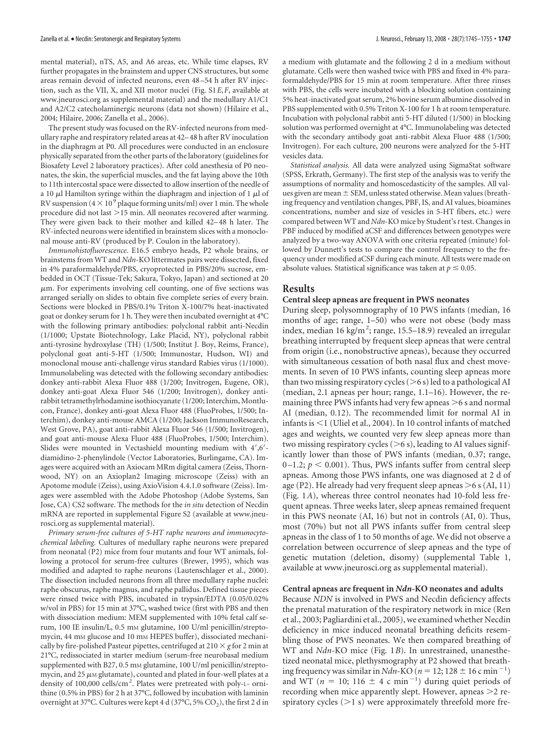mental material), nTS, A5, and A6 areas, etc. While time elapses, RV further propagates in the brainstem and upper CNS structures, but some areas remain devoid of infected neurons, even 48–54 h after RV injection, such as the VII, X, and XII motor nuclei (Fig. S1*E*,*F*, available at www.jneurosci.org as supplemental material) and the medullary A1/C1 and A2/C2 catecholaminergic neurons (data not shown) (Hilaire et al., 2004; Hilaire, 2006; Zanella et al., 2006).

The present study was focused on the RV-infected neurons from medullary raphe and respiratory related areas at 42–48 h after RV inoculation in the diaphragm at P0. All procedures were conducted in an enclosure physically separated from the other parts of the laboratory (guidelines for Biosafety Level 2 laboratory practices). After cold anesthesia of P0 neonates, the skin, the superficial muscles, and the fat laying above the 10th to 11th intercostal space were dissected to allow insertion of the needle of a 10 μl Hamilton syringe within the diaphragm and injection of 1 μl of RV suspension ($4 \times 10^9$ plaque forming units/ml) over 1 min. The whole procedure did not last >15 min. All neonates recovered after warming. They were given back to their mother and killed 42–48 h later. The RV-infected neurons were identified in brainstem slices with a monoclonal mouse anti-RV (produced by P. Coulon in the laboratory).

*Immunohistofluorescence.* E16.5 embryo heads, P2 whole brains, or brainstems from WT and *Ndn*-KO littermates pairs were dissected, fixed in 4% paraformaldehyde/PBS, cryoprotected in PBS/20% sucrose, embedded in OCT (Tissue-Tek; Sakura, Tokyo, Japan) and sectioned at 20 μm. For experiments involving cell counting, one of five sections was arranged serially on slides to obtain five complete series of every brain. Sections were blocked in PBS/0.1% Triton X-100/7% heat-inactivated goat or donkey serum for 1 h. They were then incubated overnight at 4°C with the following primary antibodies: polyclonal rabbit anti-Necdin (1/1000; Upstate Biotechnology, Lake Placid, NY), polyclonal rabbit anti-tyrosine hydroxylase (TH) (1/500; Institut J. Boy, Reims, France), polyclonal goat anti-5-HT (1/500; Immunostar, Hudson, WI) and monoclonal mouse anti-challenge virus standard Rabies virus (1/1000). Immunolabeling was detected with the following secondary antibodies: donkey anti-rabbit Alexa Fluor 488 (1/200; Invitrogen, Eugene, OR), donkey anti-goat Alexa Fluor 546 (1/200; Invitrogen), donkey anti-rabbit tetramethylrhodamine isothiocyanate (1/200; Interchim, Montlucon, France), donkey anti-goat Alexa Fluor 488 (FluoProbes, 1/500; Interchim), donkey anti-mouse AMCA (1/200; Jackson ImmunoResearch, West Grove, PA), goat anti-rabbit Alexa Fluor 546 (1/500; Invitrogen), and goat anti-mouse Alexa Fluor 488 (FluoProbes, 1/500; Interchim). Slides were mounted in Vectashield mounting medium with 4′,6′-diamidino-2-phenylindole (Vector Laboratories, Burlingame, CA). Images were acquired with an Axiocam MRm digital camera (Zeiss, Thornwood, NY) on an Axioplan2 Imaging microscope (Zeiss) with an Apotome module (Zeiss), using AxioVision 4.4.1.0 software (Zeiss). Images were assembled with the Adobe Photoshop (Adobe Systems, San Jose, CA) CS2 software. The methods for the *in situ* detection of Necdin mRNA are reported in supplemental Figure S2 (available at www.jneurosci.org as supplemental material).

*Primary serum-free cultures of 5-HT raphe neurons and immunocytochemical labeling.* Cultures of medullary raphe neurons were prepared from neonatal (P2) mice from four mutants and four WT animals, following a protocol for serum-free cultures (Brewer, 1995), which was modified and adapted to raphe neurons (Lautenschlager et al., 2000). The dissection included neurons from all three medullary raphe nuclei: raphe obscurus, raphe magnus, and raphe pallidus. Defined tissue pieces were rinsed twice with PBS, incubated in trypsin/EDTA (0.05/0.02% w/vol in PBS) for 15 min at 37°C, washed twice (first with PBS and then with dissociation medium: MEM supplemented with 10% fetal calf serum, 100 IE insulin/L, 0.5 mM glutamine, 100 U/ml penicillin/streptomycin, 44 mM glucose and 10 mM HEPES buffer), dissociated mechanically by fire-polished Pasteur pipettes, centrifuged at $210 \times g$ for 2 min at 21°C, redissociated in starter medium (serum-free neurobasal medium supplemented with B27, 0.5 mM glutamine, 100 U/ml penicillin/streptomycin, and 25 μM glutamate), counted and plated in four-well plates at a density of 100,000 cells/cm$^2$. Plates were pretreated with poly-L-ornithine (0.5% in PBS) for 2 h at 37°C, followed by incubation with laminin overnight at 37°C. Cultures were kept 4 d (37°C, 5% $CO_2$), the first 2 d in a medium with glutamate and the following 2 d in a medium without glutamate. Cells were then washed twice with PBS and fixed in 4% paraformaldehyde/PBS for 15 min at room temperature. After three rinses with PBS, the cells were incubated with a blocking solution containing 5% heat-inactivated goat serum, 2% bovine serum albumine dissolved in PBS supplemented with 0.5% Triton X-100 for 1 h at room temperature. Incubation with polyclonal rabbit anti 5-HT diluted (1/500) in blocking solution was performed overnight at 4°C. Immunolabeling was detected with the secondary antibody goat anti-rabbit Alexa Fluor 488 (1/500; Invitrogen). For each culture, 200 neurons were analyzed for the 5-HT vesicles data.

*Statistical analysis.* All data were analyzed using SigmaStat software (SPSS, Erkrath, Germany). The first step of the analysis was to verify the assumptions of normality and homoscedasticity of the samples. All values given are mean ± SEM, unless stated otherwise. Mean values (breathing frequency and ventilation changes, PBF, IS, and AI values, bioamines concentrations, number and size of vesicles in 5-HT fibers, etc.) were compared between WT and *Ndn*-KO mice by Student's *t* test. Changes in PBF induced by modified aCSF and differences between genotypes were analyzed by a two-way ANOVA with one criteria repeated (minute) followed by Dunnett's tests to compare the control frequency to the frequency under modified aCSF during each minute. All tests were made on absolute values. Statistical significance was taken at $p \leq 0.05$.

## Results

### Central sleep apneas are frequent in PWS neonates

During sleep, polysomnography of 10 PWS infants (median, 16 months of age; range, 1–50) who were not obese (body mass index, median 16 kg/m$^2$; range, 15.5–18.9) revealed an irregular breathing interrupted by frequent sleep apneas that were central from origin (i.e., nonobstructive apneas), because they occurred with simultaneous cessation of both nasal flux and chest movements. In seven of 10 PWS infants, counting sleep apneas more than two missing respiratory cycles (>6 s) led to a pathological AI (median, 2.1 apneas per hour; range, 1.1–16). However, the remaining three PWS infants had very few apneas >6 s and normal AI (median, 0.12). The recommended limit for normal AI in infants is <1 (Uliel et al., 2004). In 10 control infants of matched ages and weights, we counted very few sleep apneas more than two missing respiratory cycles (>6 s), leading to AI values significantly lower than those of PWS infants (median, 0.37; range, 0–1.2; $p < 0.001$). Thus, PWS infants suffer from central sleep apneas. Among those PWS infants, one was diagnosed at 2 d of age (P2). He already had very frequent sleep apneas >6 s (AI, 11) (Fig. 1*A*), whereas three control neonates had 10-fold less frequent apneas. Three weeks later, sleep apneas remained frequent in this PWS neonate (AI, 16) but not in controls (AI, 0). Thus, most (70%) but not all PWS infants suffer from central sleep apneas in the class of 1 to 50 months of age. We did not observe a correlation between occurrence of sleep apneas and the type of genetic mutation (deletion, disomy) (supplemental Table 1, available at www.jneurosci.org as supplemental material).

### Central apneas are frequent in *Ndn*-KO neonates and adults

Because *NDN* is involved in PWS and Necdin deficiency affects the prenatal maturation of the respiratory network in mice (Ren et al., 2003; Pagliardini et al., 2005), we examined whether Necdin deficiency in mice induced neonatal breathing deficits resembling those of PWS neonates. We then compared breathing of WT and *Ndn*-KO mice (Fig. 1*B*). In unrestrained, unanesthetized neonatal mice, plethysmography at P2 showed that breathing frequency was similar in *Ndn*-KO ($n = 12$; 128 ± 16 c min$^{-1}$) and WT ($n = 10$; 116 ± 4 c min$^{-1}$) during quiet periods of recording when mice apparently slept. However, apneas >2 respiratory cycles (>1 s) were approximately threefold more fre-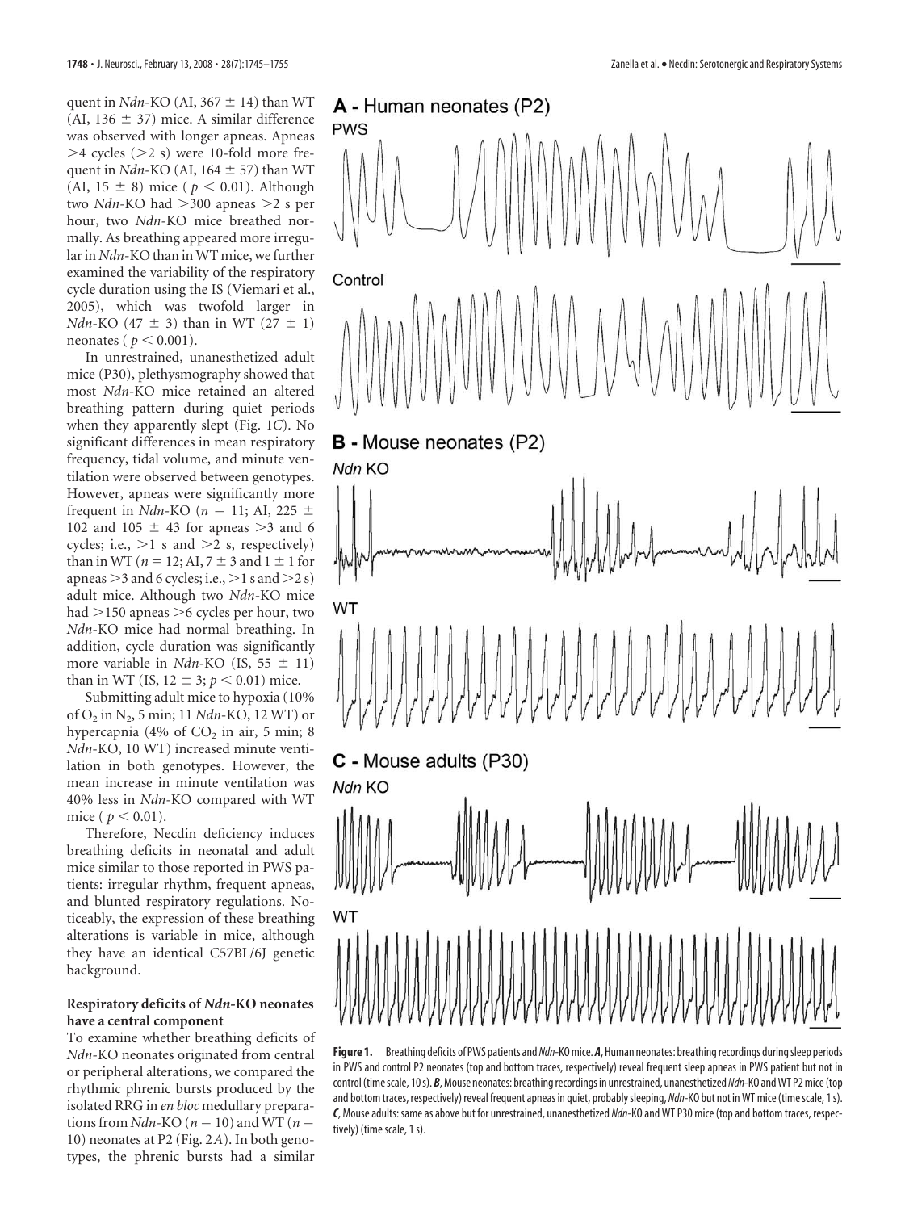quent in *Ndn*-KO (AI, 367 ± 14) than WT (AI, 136 ± 37) mice. A similar difference was observed with longer apneas. Apneas >4 cycles (>2 s) were 10-fold more frequent in *Ndn*-KO (AI, 164 ± 57) than WT (AI, 15 ± 8) mice ($p < 0.01$). Although two *Ndn*-KO had >300 apneas >2 s per hour, two *Ndn*-KO mice breathed normally. As breathing appeared more irregular in *Ndn*-KO than in WT mice, we further examined the variability of the respiratory cycle duration using the IS (Viemari et al., 2005), which was twofold larger in *Ndn*-KO (47 ± 3) than in WT (27 ± 1) neonates ($p < 0.001$).

In unrestrained, unanesthetized adult mice (P30), plethysmography showed that most *Ndn*-KO mice retained an altered breathing pattern during quiet periods when they apparently slept (Fig. 1*C*). No significant differences in mean respiratory frequency, tidal volume, and minute ventilation were observed between genotypes. However, apneas were significantly more frequent in *Ndn*-KO ($n = 11$; AI, 225 ± 102 and 105 ± 43 for apneas >3 and 6 cycles; i.e., >1 s and >2 s, respectively) than in WT ($n = 12$; AI, 7 ± 3 and 1 ± 1 for apneas >3 and 6 cycles; i.e., >1 s and >2 s) adult mice. Although two *Ndn*-KO mice had >150 apneas >6 cycles per hour, two *Ndn*-KO mice had normal breathing. In addition, cycle duration was significantly more variable in *Ndn*-KO (IS, 55 ± 11) than in WT (IS, 12 ± 3; $p < 0.01$) mice.

Submitting adult mice to hypoxia (10% of $O_2$ in $N_2$, 5 min; 11 *Ndn*-KO, 12 WT) or hypercapnia (4% of $CO_2$ in air, 5 min; 8 *Ndn*-KO, 10 WT) increased minute ventilation in both genotypes. However, the mean increase in minute ventilation was 40% less in *Ndn*-KO compared with WT mice ($p < 0.01$).

Therefore, Necdin deficiency induces breathing deficits in neonatal and adult mice similar to those reported in PWS patients: irregular rhythm, frequent apneas, and blunted respiratory regulations. Noticeably, the expression of these breathing alterations is variable in mice, although they have an identical C57BL/6J genetic background.

### Respiratory deficits of *Ndn*-KO neonates have a central component

To examine whether breathing deficits of *Ndn*-KO neonates originated from central or peripheral alterations, we compared the rhythmic phrenic bursts produced by the isolated RRG in *en bloc* medullary preparations from *Ndn*-KO ($n = 10$) and WT ($n = 10$) neonates at P2 (Fig. 2*A*). In both genotypes, the phrenic bursts had a similar

**A - Human neonates (P2)**

PWS

Control

**B - Mouse neonates (P2)**

*Ndn* KO

WT

**C - Mouse adults (P30)**

*Ndn* KO

WT

**Figure 1.** Breathing deficits of PWS patients and *Ndn*-KO mice. ***A***, Human neonates: breathing recordings during sleep periods in PWS and control P2 neonates (top and bottom traces, respectively) reveal frequent sleep apneas in PWS patient but not in control (time scale, 10 s). ***B***, Mouse neonates: breathing recordings in unrestrained, unanesthetized *Ndn*-KO and WT P2 mice (top and bottom traces, respectively) reveal frequent apneas in quiet, probably sleeping, *Ndn*-KO but not in WT mice (time scale, 1 s). ***C***, Mouse adults: same as above but for unrestrained, unanesthetized *Ndn*-KO and WT P30 mice (top and bottom traces, respectively) (time scale, 1 s).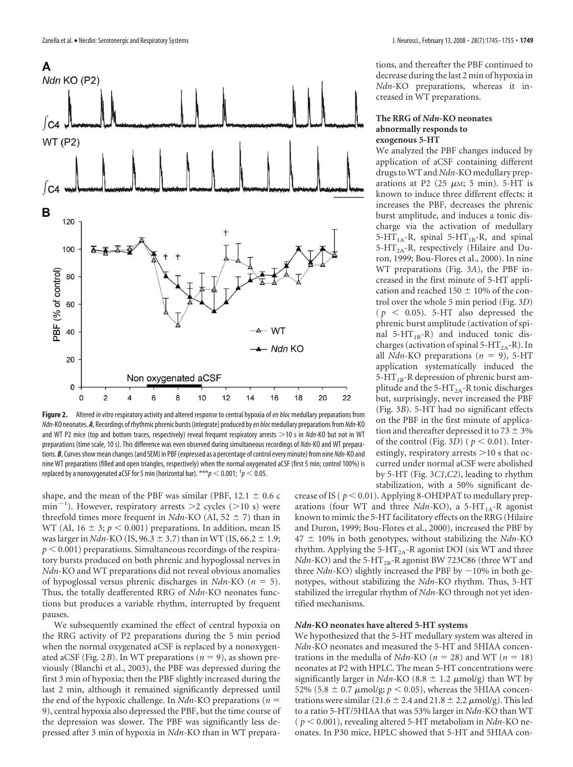**Figure 2.** Altered *in vitro* respiratory activity and altered response to central hypoxia of *en bloc* medullary preparations from *Ndn*-KO neonates. ***A***, Recordings of rhythmic phrenic bursts (integrate) produced by *en bloc* medullary preparations from *Ndn*-KO and WT P2 mice (top and bottom traces, respectively) reveal frequent respiratory arrests >10 s in *Ndn*-KO but not in WT preparations (time scale, 10 s). This difference was even observed during simultaneous recordings of *Ndn*-KO and WT preparations. ***B***, Curves show mean changes (and SEM) in PBF (expressed as a percentage of control every minute) from nine *Ndn*-KO and nine WT preparations (filled and open triangles, respectively) when the normal oxygenated aCSF (first 5 min; control 100%) is replaced by a nonoxygenated aCSF for 5 min (horizontal bar). \*\*\*$p < 0.001$; †$p < 0.05$.

shape, and the mean of the PBF was similar (PBF, 12.1 ± 0.6 c $\text{min}^{-1}$). However, respiratory arrests >2 cycles (>10 s) were threefold times more frequent in *Ndn*-KO (AI, 52 ± 7) than in WT (AI, 16 ± 3; $p < 0.001$) preparations. In addition, mean IS was larger in *Ndn*-KO (IS, 96.3 ± 3.7) than in WT (IS, 66.2 ± 1.9; $p < 0.001$) preparations. Simultaneous recordings of the respiratory bursts produced on both phrenic and hypoglossal nerves in *Ndn*-KO and WT preparations did not reveal obvious anomalies of hypoglossal versus phrenic discharges in *Ndn*-KO ($n = 5$). Thus, the totally deafferented RRG of *Ndn*-KO neonates functions but produces a variable rhythm, interrupted by frequent pauses.

We subsequently examined the effect of central hypoxia on the RRG activity of P2 preparations during the 5 min period when the normal oxygenated aCSF is replaced by a nonoxygenated aCSF (Fig. 2*B*). In WT preparations ($n = 9$), as shown previously (Blanchi et al., 2003), the PBF was depressed during the first 3 min of hypoxia; then the PBF slightly increased during the last 2 min, although it remained significantly depressed until the end of the hypoxic challenge. In *Ndn*-KO preparations ($n = 9$), central hypoxia also depressed the PBF, but the time course of the depression was slower. The PBF was significantly less depressed after 3 min of hypoxia in *Ndn*-KO than in WT preparations, and thereafter the PBF continued to decrease during the last 2 min of hypoxia in *Ndn*-KO preparations, whereas it increased in WT preparations.

### The RRG of *Ndn*-KO neonates abnormally responds to exogenous 5-HT

We analyzed the PBF changes induced by application of aCSF containing different drugs to WT and *Ndn*-KO medullary preparations at P2 (25 μM; 5 min). 5-HT is known to induce three different effects: it increases the PBF, decreases the phrenic burst amplitude, and induces a tonic discharge via the activation of medullary $5\text{-HT}_{1A}$-R, spinal $5\text{-HT}_{1B}$-R, and spinal $5\text{-HT}_{2A}$-R, respectively (Hilaire and Duron, 1999; Bou-Flores et al., 2000). In nine WT preparations (Fig. 3*A*), the PBF increased in the first minute of 5-HT application and reached 150 ± 10% of the control over the whole 5 min period (Fig. 3*D*) ($p < 0.05$). 5-HT also depressed the phrenic burst amplitude (activation of spinal $5\text{-HT}_{1B}$-R) and induced tonic discharges (activation of spinal $5\text{-HT}_{2A}$-R). In all *Ndn*-KO preparations ($n = 9$), 5-HT application systematically induced the $5\text{-HT}_{1B}$-R depression of phrenic burst amplitude and the $5\text{-HT}_{2A}$-R tonic discharges but, surprisingly, never increased the PBF (Fig. 3*B*). 5-HT had no significant effects on the PBF in the first minute of application and thereafter depressed it to 73 ± 3% of the control (Fig. 3*D*) ($p < 0.01$). Interestingly, respiratory arrests >10 s that occurred under normal aCSF were abolished by 5-HT (Fig. 3*C1*,*C2*), leading to rhythm stabilization, with a 50% significant decrease of IS ($p < 0.01$). Applying 8-OHDPAT to medullary preparations (four WT and three *Ndn*-KO), a $5\text{-HT}_{1A}$-R agonist known to mimic the 5-HT facilitatory effects on the RRG (Hilaire and Duron, 1999; Bou-Flores et al., 2000), increased the PBF by 47 ± 10% in both genotypes, without stabilizing the *Ndn*-KO rhythm. Applying the $5\text{-HT}_{2A}$-R agonist DOI (six WT and three *Ndn*-KO) and the $5\text{-HT}_{2B}$-R agonist BW 723C86 (three WT and three *Ndn*-KO) slightly increased the PBF by ~10% in both genotypes, without stabilizing the *Ndn*-KO rhythm. Thus, 5-HT stabilized the irregular rhythm of *Ndn*-KO through not yet identified mechanisms.

### *Ndn*-KO neonates have altered 5-HT systems

We hypothesized that the 5-HT medullary system was altered in *Ndn*-KO neonates and measured the 5-HT and 5HIAA concentrations in the medulla of *Ndn*-KO ($n = 28$) and WT ($n = 18$) neonates at P2 with HPLC. The mean 5-HT concentrations were significantly larger in *Ndn*-KO (8.8 ± 1.2 μmol/g) than WT by 52% (5.8 ± 0.7 μmol/g; $p < 0.05$), whereas the 5HIAA concentrations were similar (21.6 ± 2.4 and 21.8 ± 2.2 μmol/g). This led to a ratio 5-HT/5HIAA that was 53% larger in *Ndn*-KO than WT ($p < 0.001$), revealing altered 5-HT metabolism in *Ndn*-KO neonates. In P30 mice, HPLC showed that 5-HT and 5HIAA con-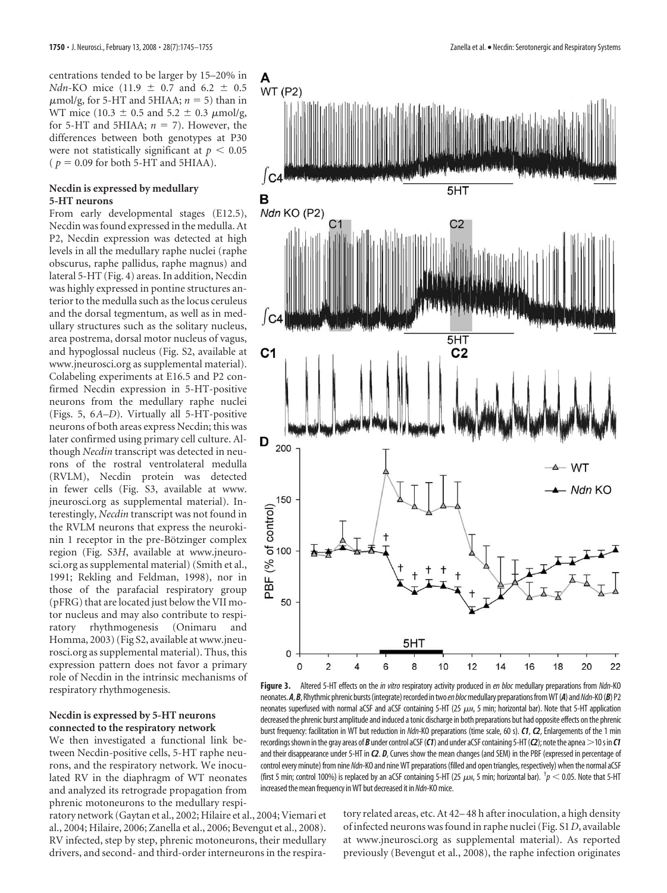centrations tended to be larger by 15–20% in *Ndn*-KO mice (11.9 ± 0.7 and 6.2 ± 0.5 μmol/g, for 5-HT and 5HIAA; $n = 5$) than in WT mice (10.3 ± 0.5 and 5.2 ± 0.3 μmol/g, for 5-HT and 5HIAA; $n = 7$). However, the differences between both genotypes at P30 were not statistically significant at $p < 0.05$ ($p = 0.09$ for both 5-HT and 5HIAA).

### Necdin is expressed by medullary 5-HT neurons

From early developmental stages (E12.5), Necdin was found expressed in the medulla. At P2, Necdin expression was detected at high levels in all the medullary raphe nuclei (raphe obscurus, raphe pallidus, raphe magnus) and lateral 5-HT (Fig. 4) areas. In addition, Necdin was highly expressed in pontine structures anterior to the medulla such as the locus ceruleus and the dorsal tegmentum, as well as in medullary structures such as the solitary nucleus, area postrema, dorsal motor nucleus of vagus, and hypoglossal nucleus (Fig. S2, available at www.jneurosci.org as supplemental material). Colabeling experiments at E16.5 and P2 confirmed Necdin expression in 5-HT-positive neurons from the medullary raphe nuclei (Figs. 5, 6*A*–*D*). Virtually all 5-HT-positive neurons of both areas express Necdin; this was later confirmed using primary cell culture. Although *Necdin* transcript was detected in neurons of the rostral ventrolateral medulla (RVLM), Necdin protein was detected in fewer cells (Fig. S3, available at www.jneurosci.org as supplemental material). Interestingly, *Necdin* transcript was not found in the RVLM neurons that express the neurokinin 1 receptor in the pre-Bötzinger complex region (Fig. S3*H*, available at www.jneurosci.org as supplemental material) (Smith et al., 1991; Rekling and Feldman, 1998), nor in those of the parafacial respiratory group (pFRG) that are located just below the VII motor nucleus and may also contribute to respiratory rhythmogenesis (Onimaru and Homma, 2003) (Fig S2, available at www.jneurosci.org as supplemental material). Thus, this expression pattern does not favor a primary role of Necdin in the intrinsic mechanisms of respiratory rhythmogenesis.

### Necdin is expressed by 5-HT neurons connected to the respiratory network

We then investigated a functional link between Necdin-positive cells, 5-HT raphe neurons, and the respiratory network. We inoculated RV in the diaphragm of WT neonates and analyzed its retrograde propagation from phrenic motoneurons to the medullary respiratory network (Gaytan et al., 2002; Hilaire et al., 2004; Viemari et al., 2004; Hilaire, 2006; Zanella et al., 2006; Bevengut et al., 2008). RV infected, step by step, phrenic motoneurons, their medullary drivers, and second- and third-order interneurons in the respiratory related areas, etc. At 42–48 h after inoculation, a high density of infected neurons was found in raphe nuclei (Fig. S1*D*, available at www.jneurosci.org as supplemental material). As reported previously (Bevengut et al., 2008), the raphe infection originates

**Figure 3.** Altered 5-HT effects on the *in vitro* respiratory activity produced in *en bloc* medullary preparations from *Ndn*-KO neonates. ***A***, ***B***, Rhythmic phrenic bursts (integrate) recorded in two *en bloc* medullary preparations from WT (***A***) and *Ndn*-KO (***B***) P2 neonates superfused with normal aCSF and aCSF containing 5-HT (25 μM, 5 min; horizontal bar). Note that 5-HT application decreased the phrenic burst amplitude and induced a tonic discharge in both preparations but had opposite effects on the phrenic burst frequency: facilitation in WT but reduction in *Ndn*-KO preparations (time scale, 60 s). ***C1***, ***C2***, Enlargements of the 1 min recordings shown in the gray areas of ***B*** under control aCSF (***C1***) and under aCSF containing 5-HT (***C2***); note the apnea >10 s in ***C1*** and their disappearance under 5-HT in ***C2***. ***D***, Curves show the mean changes (and SEM) in the PBF (expressed in percentage of control every minute) from nine *Ndn*-KO and nine WT preparations (filled and open triangles, respectively) when the normal aCSF (first 5 min; control 100%) is replaced by an aCSF containing 5-HT (25 μM, 5 min; horizontal bar). †$p < 0.05$. Note that 5-HT increased the mean frequency in WT but decreased it in *Ndn*-KO mice.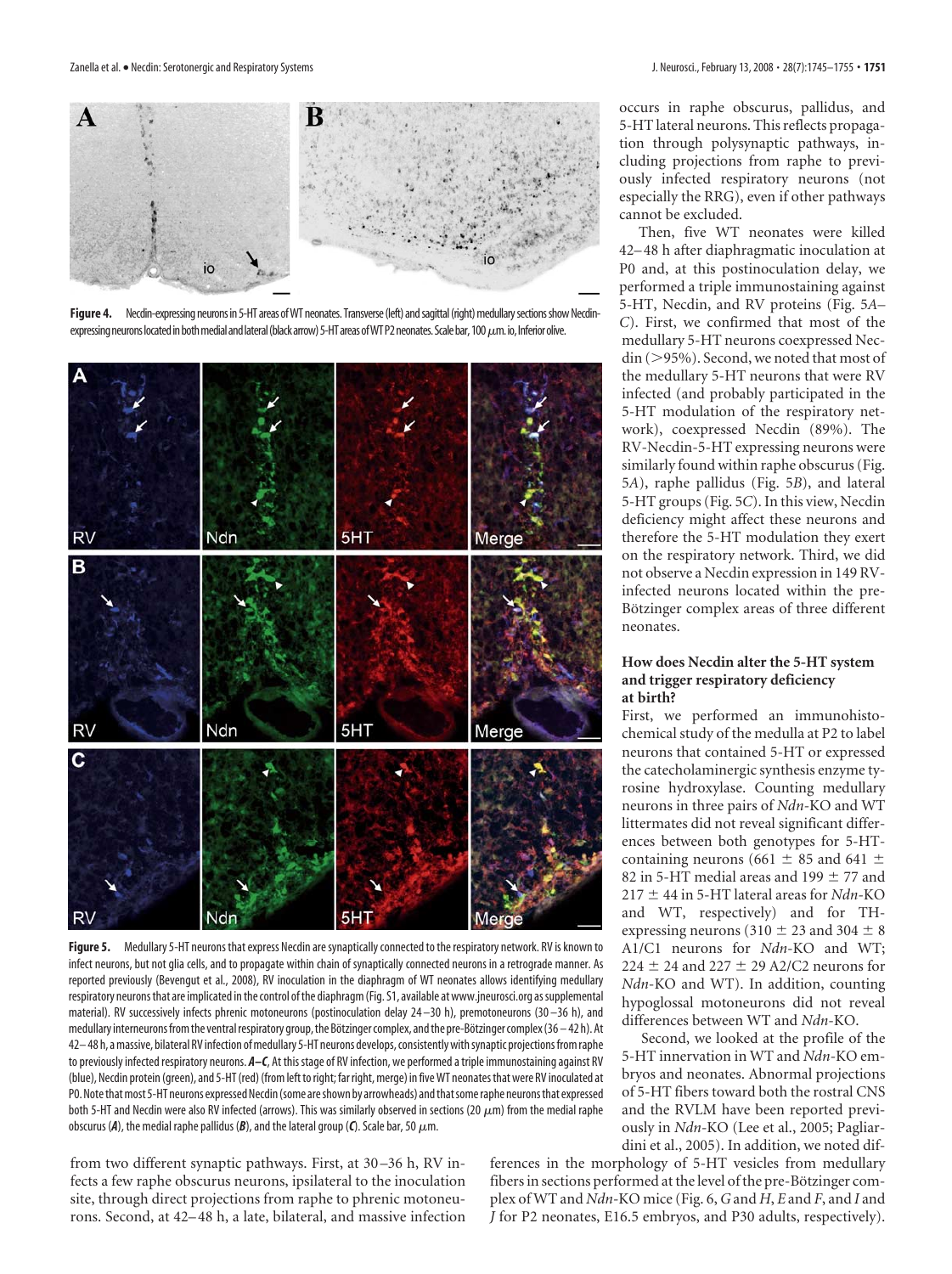**Figure 4.** Necdin-expressing neurons in 5-HT areas of WT neonates. Transverse (left) and sagittal (right) medullary sections show Necdin-expressing neurons located in both medial and lateral (black arrow) 5-HT areas of WT P2 neonates. Scale bar, 100 μm. io, Inferior olive.

**Figure 5.** Medullary 5-HT neurons that express Necdin are synaptically connected to the respiratory network. RV is known to infect neurons, but not glia cells, and to propagate within chain of synaptically connected neurons in a retrograde manner. As reported previously (Bevengut et al., 2008), RV inoculation in the diaphragm of WT neonates allows identifying medullary respiratory neurons that are implicated in the control of the diaphragm (Fig. S1, available at www.jneurosci.org as supplemental material). RV successively infects phrenic motoneurons (postinoculation delay 24–30 h), premotoneurons (30–36 h), and medullary interneurons from the ventral respiratory group, the Bötzinger complex, and the pre-Bötzinger complex (36–42 h). At 42–48 h, a massive, bilateral RV infection of medullary 5-HT neurons develops, consistently with synaptic projections from raphe to previously infected respiratory neurons. ***A–C***, At this stage of RV infection, we performed a triple immunostaining against RV (blue), Necdin protein (green), and 5-HT (red) (from left to right; far right, merge) in five WT neonates that were RV inoculated at P0. Note that most 5-HT neurons expressed Necdin (some are shown by arrowheads) and that some raphe neurons that expressed both 5-HT and Necdin were also RV infected (arrows). This was similarly observed in sections (20 μm) from the medial raphe obscurus (***A***), the medial raphe pallidus (***B***), and the lateral group (***C***). Scale bar, 50 μm.

from two different synaptic pathways. First, at 30–36 h, RV infects a few raphe obscurus neurons, ipsilateral to the inoculation site, through direct projections from raphe to phrenic motoneurons. Second, at 42–48 h, a late, bilateral, and massive infection occurs in raphe obscurus, pallidus, and 5-HT lateral neurons. This reflects propagation through polysynaptic pathways, including projections from raphe to previously infected respiratory neurons (not especially the RRG), even if other pathways cannot be excluded.

Then, five WT neonates were killed 42–48 h after diaphragmatic inoculation at P0 and, at this postinoculation delay, we performed a triple immunostaining against 5-HT, Necdin, and RV proteins (Fig. 5*A–C*). First, we confirmed that most of the medullary 5-HT neurons coexpressed Necdin (>95%). Second, we noted that most of the medullary 5-HT neurons that were RV infected (and probably participated in the 5-HT modulation of the respiratory network), coexpressed Necdin (89%). The RV-Necdin-5-HT expressing neurons were similarly found within raphe obscurus (Fig. 5*A*), raphe pallidus (Fig. 5*B*), and lateral 5-HT groups (Fig. 5*C*). In this view, Necdin deficiency might affect these neurons and therefore the 5-HT modulation they exert on the respiratory network. Third, we did not observe a Necdin expression in 149 RV-infected neurons located within the pre-Bötzinger complex areas of three different neonates.

### How does Necdin alter the 5-HT system and trigger respiratory deficiency at birth?

First, we performed an immunohistochemical study of the medulla at P2 to label neurons that contained 5-HT or expressed the catecholaminergic synthesis enzyme tyrosine hydroxylase. Counting medullary neurons in three pairs of *Ndn*-KO and WT littermates did not reveal significant differences between both genotypes for 5-HT-containing neurons (661 ± 85 and 641 ± 82 in 5-HT medial areas and 199 ± 77 and 217 ± 44 in 5-HT lateral areas for *Ndn*-KO and WT, respectively) and for TH-expressing neurons (310 ± 23 and 304 ± 8 A1/C1 neurons for *Ndn*-KO and WT; 224 ± 24 and 227 ± 29 A2/C2 neurons for *Ndn*-KO and WT). In addition, counting hypoglossal motoneurons did not reveal differences between WT and *Ndn*-KO.

Second, we looked at the profile of the 5-HT innervation in WT and *Ndn*-KO embryos and neonates. Abnormal projections of 5-HT fibers toward both the rostral CNS and the RVLM have been reported previously in *Ndn*-KO (Lee et al., 2005; Pagliardini et al., 2005). In addition, we noted differences in the morphology of 5-HT vesicles from medullary fibers in sections performed at the level of the pre-Bötzinger complex of WT and *Ndn*-KO mice (Fig. 6, *G* and *H*, *E* and *F*, *I* and *J* for P2 neonates, E16.5 embryos, and P30 adults, respectively).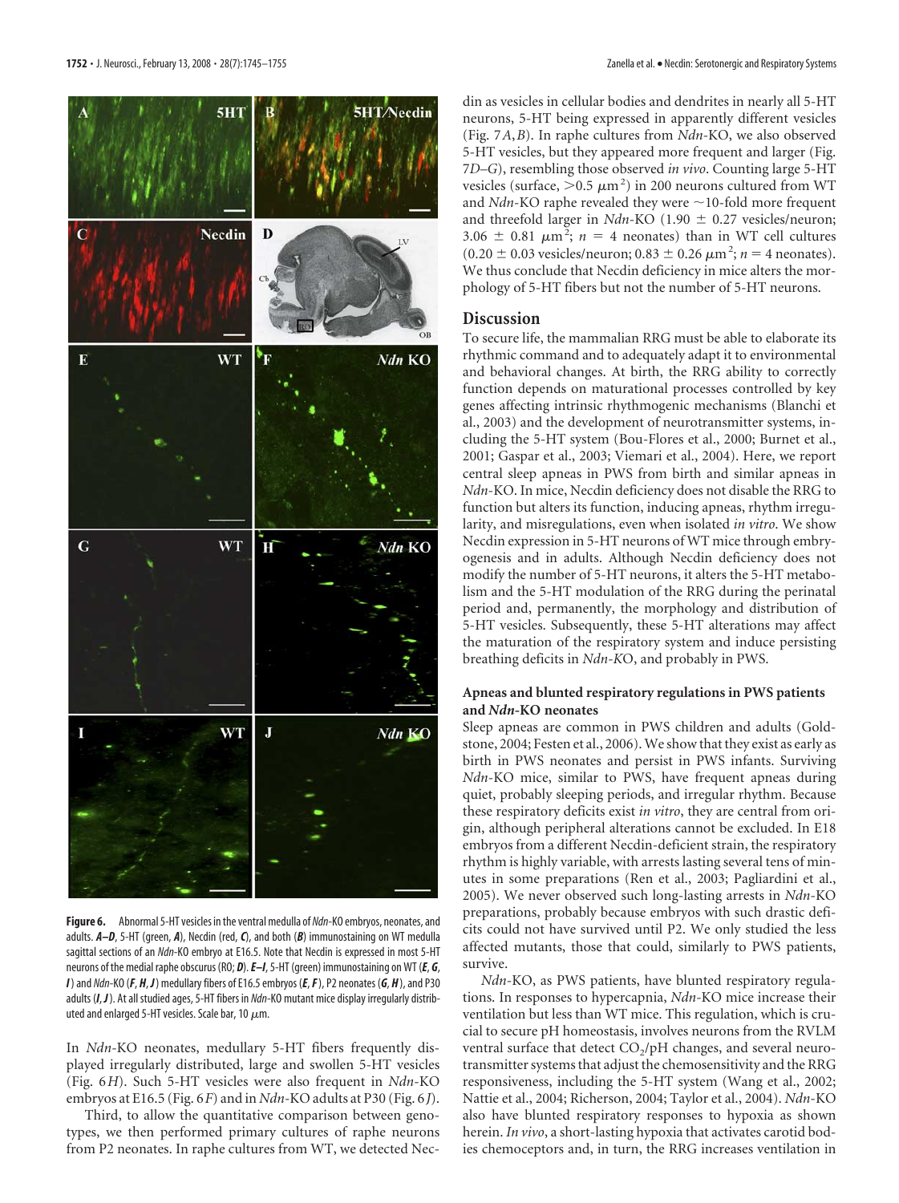**Figure 6.** Abnormal 5-HT vesicles in the ventral medulla of *Ndn*-KO embryos, neonates, and adults. ***A–D***, 5-HT (green, ***A***), Necdin (red, ***C***), and both (***B***) immunostaining on WT medulla sagittal sections of an *Ndn*-KO embryo at E16.5. Note that Necdin is expressed in most 5-HT neurons of the medial raphe obscurus (RO; ***D***). ***E–J***, 5-HT (green) immunostaining on WT (***E***, ***G***, ***I***) and *Ndn*-KO (***F***, ***H***, ***J***) medullary fibers of E16.5 embryos (***E***, ***F***), P2 neonates (***G***, ***H***), and P30 adults (***I***, ***J***). At all studied ages, 5-HT fibers in *Ndn*-KO mutant mice display irregularly distributed and enlarged 5-HT vesicles. Scale bar, 10 μm.

In *Ndn*-KO neonates, medullary 5-HT fibers frequently displayed irregularly distributed, large and swollen 5-HT vesicles (Fig. 6*H*). Such 5-HT vesicles were also frequent in *Ndn*-KO embryos at E16.5 (Fig. 6*F*) and in *Ndn*-KO adults at P30 (Fig. 6*J*).

Third, to allow the quantitative comparison between genotypes, we then performed primary cultures of raphe neurons from P2 neonates. In raphe cultures from WT, we detected Necdin as vesicles in cellular bodies and dendrites in nearly all 5-HT neurons, 5-HT being expressed in apparently different vesicles (Fig. 7*A*,*B*). In raphe cultures from *Ndn*-KO, we also observed 5-HT vesicles, but they appeared more frequent and larger (Fig. 7*D–G*), resembling those observed *in vivo*. Counting large 5-HT vesicles (surface, $>0.5\ \mu m^2$) in 200 neurons cultured from WT and *Ndn*-KO raphe revealed they were ~10-fold more frequent and threefold larger in *Ndn*-KO ($1.90 \pm 0.27$ vesicles/neuron; $3.06 \pm 0.81\ \mu m^2$; $n = 4$ neonates) than in WT cell cultures ($0.20 \pm 0.03$ vesicles/neuron; $0.83 \pm 0.26\ \mu m^2$; $n = 4$ neonates). We thus conclude that Necdin deficiency in mice alters the morphology of 5-HT fibers but not the number of 5-HT neurons.

## Discussion

To secure life, the mammalian RRG must be able to elaborate its rhythmic command and to adequately adapt it to environmental and behavioral changes. At birth, the RRG ability to correctly function depends on maturational processes controlled by key genes affecting intrinsic rhythmogenic mechanisms (Blanchi et al., 2003) and the development of neurotransmitter systems, including the 5-HT system (Bou-Flores et al., 2000; Burnet et al., 2001; Gaspar et al., 2003; Viemari et al., 2004). Here, we report central sleep apneas in PWS from birth and similar apneas in *Ndn*-KO. In mice, Necdin deficiency does not disable the RRG to function but alters its function, inducing apneas, rhythm irregularity, and misregulations, even when isolated *in vitro*. We show Necdin expression in 5-HT neurons of WT mice through embryogenesis and in adults. Although Necdin deficiency does not modify the number of 5-HT neurons, it alters the 5-HT metabolism and the 5-HT modulation of the RRG during the perinatal period and, permanently, the morphology and distribution of 5-HT vesicles. Subsequently, these 5-HT alterations may affect the maturation of the respiratory system and induce persisting breathing deficits in *Ndn*-KO, and probably in PWS.

### Apneas and blunted respiratory regulations in PWS patients and *Ndn*-KO neonates

Sleep apneas are common in PWS children and adults (Goldstone, 2004; Festen et al., 2006). We show that they exist as early as birth in PWS neonates and persist in PWS infants. Surviving *Ndn*-KO mice, similar to PWS, have frequent apneas during quiet, probably sleeping periods, and irregular rhythm. Because these respiratory deficits exist *in vitro*, they are central from origin, although peripheral alterations cannot be excluded. In E18 embryos from a different Necdin-deficient strain, the respiratory rhythm is highly variable, with arrests lasting several tens of minutes in some preparations (Ren et al., 2003; Pagliardini et al., 2005). We never observed such long-lasting arrests in *Ndn*-KO preparations, probably because embryos with such drastic deficits could not have survived until P2. We only studied the less affected mutants, those that could, similarly to PWS patients, survive.

*Ndn*-KO, as PWS patients, have blunted respiratory regulations. In responses to hypercapnia, *Ndn*-KO mice increase their ventilation but less than WT mice. This regulation, which is crucial to secure pH homeostasis, involves neurons from the RVLM ventral surface that detect $CO_2$/pH changes, and several neurotransmitter systems that adjust the chemosensitivity and the RRG responsiveness, including the 5-HT system (Wang et al., 2002; Nattie et al., 2004; Richerson, 2004; Taylor et al., 2004). *Ndn*-KO also have blunted respiratory responses to hypoxia as shown herein. *In vivo*, a short-lasting hypoxia that activates carotid bodies chemoceptors and, in turn, the RRG increases ventilation in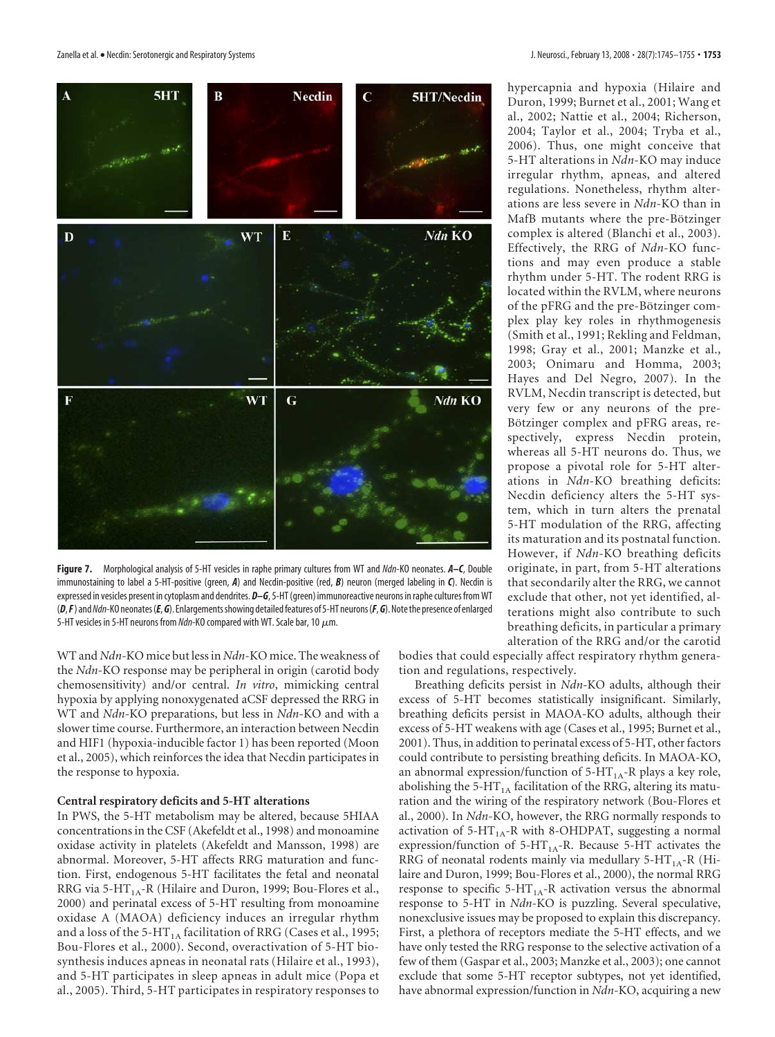**Figure 7.** Morphological analysis of 5-HT vesicles in raphe primary cultures from WT and *Ndn*-KO neonates. ***A–C***, Double immunostaining to label a 5-HT-positive (green, ***A***) and Necdin-positive (red, ***B***) neuron (merged labeling in ***C***). Necdin is expressed in vesicles present in cytoplasm and dendrites. ***D–G***, 5-HT (green) immunoreactive neurons in raphe cultures from WT (***D***, ***F***) and *Ndn*-KO neonates (***E***, ***G***). Enlargements showing detailed features of 5-HT neurons (***F***, ***G***). Note the presence of enlarged 5-HT vesicles in 5-HT neurons from *Ndn*-KO compared with WT. Scale bar, 10 μm.

WT and *Ndn*-KO mice but less in *Ndn*-KO mice. The weakness of the *Ndn*-KO response may be peripheral in origin (carotid body chemosensitivity) and/or central. *In vitro*, mimicking central hypoxia by applying nonoxygenated aCSF depressed the RRG in WT and *Ndn*-KO preparations, but less in *Ndn*-KO and with a slower time course. Furthermore, an interaction between Necdin and HIF1 (hypoxia-inducible factor 1) has been reported (Moon et al., 2005), which reinforces the idea that Necdin participates in the response to hypoxia.

### Central respiratory deficits and 5-HT alterations

In PWS, the 5-HT metabolism may be altered, because 5HIAA concentrations in the CSF (Akefeldt et al., 1998) and monoamine oxidase activity in platelets (Akefeldt and Mansson, 1998) are abnormal. Moreover, 5-HT affects RRG maturation and function. First, endogenous 5-HT facilitates the fetal and neonatal RRG via $5\text{-HT}_{1A}$-R (Hilaire and Duron, 1999; Bou-Flores et al., 2000) and perinatal excess of 5-HT resulting from monoamine oxidase A (MAOA) deficiency induces an irregular rhythm and a loss of the $5\text{-HT}_{1A}$ facilitation of RRG (Cases et al., 1995; Bou-Flores et al., 2000). Second, overactivation of 5-HT biosynthesis induces apneas in neonatal rats (Hilaire et al., 1993), and 5-HT participates in sleep apneas in adult mice (Popa et al., 2005). Third, 5-HT participates in respiratory responses to hypercapnia and hypoxia (Hilaire and Duron, 1999; Burnet et al., 2001; Wang et al., 2002; Nattie et al., 2004; Richerson, 2004; Taylor et al., 2004; Tryba et al., 2006). Thus, one might conceive that 5-HT alterations in *Ndn*-KO may induce irregular rhythm, apneas, and altered regulations. Nonetheless, rhythm alterations are less severe in *Ndn*-KO than in MafB mutants where the pre-Bötzinger complex is altered (Blanchi et al., 2003). Effectively, the RRG of *Ndn*-KO functions and may even produce a stable rhythm under 5-HT. The rodent RRG is located within the RVLM, where neurons of the pFRG and the pre-Bötzinger complex play key roles in rhythmogenesis (Smith et al., 1991; Rekling and Feldman, 1998; Gray et al., 2001; Manzke et al., 2003; Onimaru and Homma, 2003; Hayes and Del Negro, 2007). In the RVLM, Necdin transcript is detected, but very few or any neurons of the pre-Bötzinger complex and pFRG areas, respectively, express Necdin protein, whereas all 5-HT neurons do. Thus, we propose a pivotal role for 5-HT alterations in *Ndn*-KO breathing deficits: Necdin deficiency alters the 5-HT system, which in turn alters the prenatal 5-HT modulation of the RRG, affecting its maturation and its postnatal function. However, if *Ndn*-KO breathing deficits originate, in part, from 5-HT alterations that secondarily alter the RRG, we cannot exclude that other, not yet identified, alterations might also contribute to such breathing deficits, in particular a primary alteration of the RRG and/or the carotid bodies that could especially affect respiratory rhythm generation and regulations, respectively.

Breathing deficits persist in *Ndn*-KO adults, although their excess of 5-HT becomes statistically insignificant. Similarly, breathing deficits persist in MAOA-KO adults, although their excess of 5-HT weakens with age (Cases et al., 1995; Burnet et al., 2001). Thus, in addition to perinatal excess of 5-HT, other factors could contribute to persisting breathing deficits. In MAOA-KO, an abnormal expression/function of $5\text{-HT}_{1A}$-R plays a key role, abolishing the $5\text{-HT}_{1A}$ facilitation of the RRG, altering its maturation and the wiring of the respiratory network (Bou-Flores et al., 2000). In *Ndn*-KO, however, the RRG normally responds to activation of $5\text{-HT}_{1A}$-R with 8-OHDPAT, suggesting a normal expression/function of $5\text{-HT}_{1A}$-R. Because 5-HT activates the RRG of neonatal rodents mainly via medullary $5\text{-HT}_{1A}$-R (Hilaire and Duron, 1999; Bou-Flores et al., 2000), the normal RRG response to specific $5\text{-HT}_{1A}$-R activation versus the abnormal response to 5-HT in *Ndn*-KO is puzzling. Several speculative, nonexclusive issues may be proposed to explain this discrepancy. First, a plethora of receptors mediate the 5-HT effects, and we have only tested the RRG response to the selective activation of a few of them (Gaspar et al., 2003; Manzke et al., 2003); one cannot exclude that some 5-HT receptor subtypes, not yet identified, have abnormal expression/function in *Ndn*-KO, acquiring a new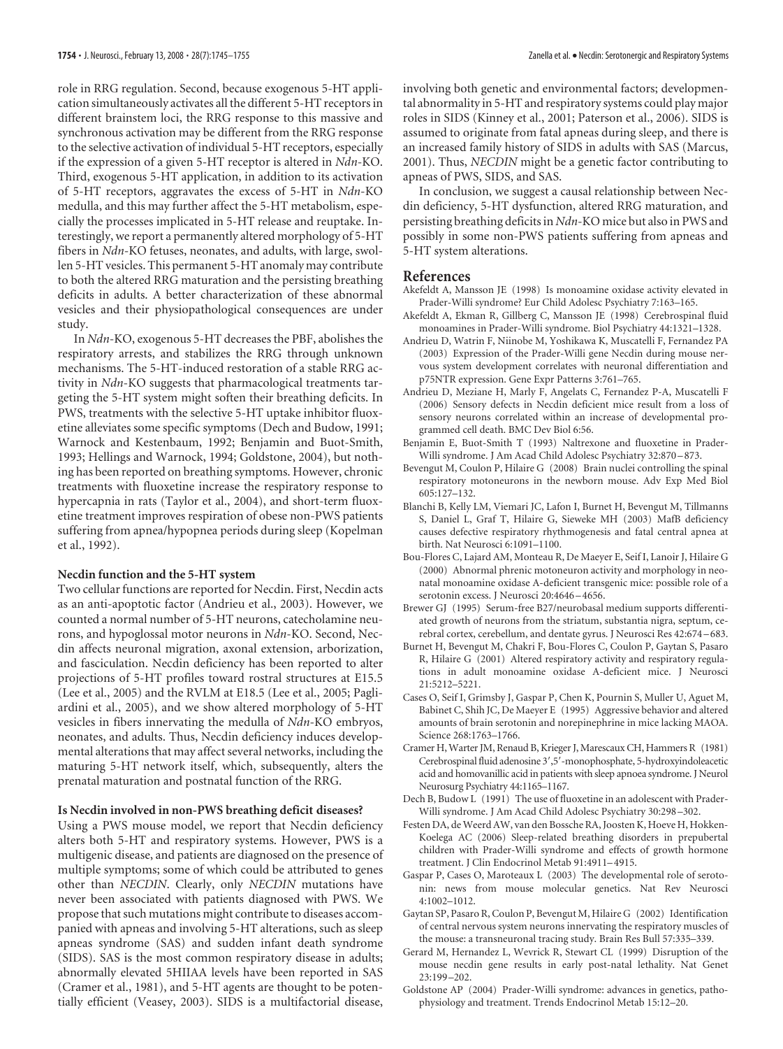role in RRG regulation. Second, because exogenous 5-HT application simultaneously activates all the different 5-HT receptors in different brainstem loci, the RRG response to this massive and synchronous activation may be different from the RRG response to the selective activation of individual 5-HT receptors, especially if the expression of a given 5-HT receptor is altered in *Ndn*-KO. Third, exogenous 5-HT application, in addition to its activation of 5-HT receptors, aggravates the excess of 5-HT in *Ndn*-KO medulla, and this may further affect the 5-HT metabolism, especially the processes implicated in 5-HT release and reuptake. Interestingly, we report a permanently altered morphology of 5-HT fibers in *Ndn*-KO fetuses, neonates, and adults, with large, swollen 5-HT vesicles. This permanent 5-HT anomaly may contribute to both the altered RRG maturation and the persisting breathing deficits in adults. A better characterization of these abnormal vesicles and their physiopathological consequences are under study.

In *Ndn*-KO, exogenous 5-HT decreases the PBF, abolishes the respiratory arrests, and stabilizes the RRG through unknown mechanisms. The 5-HT-induced restoration of a stable RRG activity in *Ndn*-KO suggests that pharmacological treatments targeting the 5-HT system might soften their breathing deficits. In PWS, treatments with the selective 5-HT uptake inhibitor fluoxetine alleviates some specific symptoms (Dech and Budow, 1991; Warnock and Kestenbaum, 1992; Benjamin and Buot-Smith, 1993; Hellings and Warnock, 1994; Goldstone, 2004), but nothing has been reported on breathing symptoms. However, chronic treatments with fluoxetine increase the respiratory response to hypercapnia in rats (Taylor et al., 2004), and short-term fluoxetine treatment improves respiration of obese non-PWS patients suffering from apnea/hypopnea periods during sleep (Kopelman et al., 1992).

### Necdin function and the 5-HT system

Two cellular functions are reported for Necdin. First, Necdin acts as an anti-apoptotic factor (Andrieu et al., 2003). However, we counted a normal number of 5-HT neurons, catecholamine neurons, and hypoglossal motor neurons in *Ndn*-KO. Second, Necdin affects neuronal migration, axonal extension, arborization, and fasciculation. Necdin deficiency has been reported to alter projections of 5-HT profiles toward rostral structures at E15.5 (Lee et al., 2005) and the RVLM at E18.5 (Lee et al., 2005; Pagliardini et al., 2005), and we show altered morphology of 5-HT vesicles in fibers innervating the medulla of *Ndn*-KO embryos, neonates, and adults. Thus, Necdin deficiency induces developmental alterations that may affect several networks, including the maturing 5-HT network itself, which, subsequently, alters the prenatal maturation and postnatal function of the RRG.

### Is Necdin involved in non-PWS breathing deficit diseases?

Using a PWS mouse model, we report that Necdin deficiency alters both 5-HT and respiratory systems. However, PWS is a multigenic disease, and patients are diagnosed on the presence of multiple symptoms; some of which could be attributed to genes other than *NECDIN*. Clearly, only *NECDIN* mutations have never been associated with patients diagnosed with PWS. We propose that such mutations might contribute to diseases accompanied with apneas and involving 5-HT alterations, such as sleep apneas syndrome (SAS) and sudden infant death syndrome (SIDS). SAS is the most common respiratory disease in adults; abnormally elevated 5HIIAA levels have been reported in SAS (Cramer et al., 1981), and 5-HT agents are thought to be potentially efficient (Veasey, 2003). SIDS is a multifactorial disease, involving both genetic and environmental factors; developmental abnormality in 5-HT and respiratory systems could play major roles in SIDS (Kinney et al., 2001; Paterson et al., 2006). SIDS is assumed to originate from fatal apneas during sleep, and there is an increased family history of SIDS in adults with SAS (Marcus, 2001). Thus, *NECDIN* might be a genetic factor contributing to apneas of PWS, SIDS, and SAS.

In conclusion, we suggest a causal relationship between Necdin deficiency, 5-HT dysfunction, altered RRG maturation, and persisting breathing deficits in *Ndn*-KO mice but also in PWS and possibly in some non-PWS patients suffering from apneas and 5-HT system alterations.

## References

Akefeldt A, Mansson JE (1998) Is monoamine oxidase activity elevated in Prader-Willi syndrome? Eur Child Adolesc Psychiatry 7:163–165.

Akefeldt A, Ekman R, Gillberg C, Mansson JE (1998) Cerebrospinal fluid monoamines in Prader-Willi syndrome. Biol Psychiatry 44:1321–1328.

Andrieu D, Watrin F, Niinobe M, Yoshikawa K, Muscatelli F, Fernandez PA (2003) Expression of the Prader-Willi gene Necdin during mouse nervous system development correlates with neuronal differentiation and p75NTR expression. Gene Expr Patterns 3:761–765.

Andrieu D, Meziane H, Marly F, Angelats C, Fernandez P-A, Muscatelli F (2006) Sensory defects in Necdin deficient mice result from a loss of sensory neurons correlated within an increase of developmental programmed cell death. BMC Dev Biol 6:56.

Benjamin E, Buot-Smith T (1993) Naltrexone and fluoxetine in Prader-Willi syndrome. J Am Acad Child Adolesc Psychiatry 32:870–873.

Bevengut M, Coulon P, Hilaire G (2008) Brain nuclei controlling the spinal respiratory motoneurons in the newborn mouse. Adv Exp Med Biol 605:127–132.

Blanchi B, Kelly LM, Viemari JC, Lafon I, Burnet H, Bevengut M, Tillmanns S, Daniel L, Graf T, Hilaire G, Sieweke MH (2003) MafB deficiency causes defective respiratory rhythmogenesis and fatal central apnea at birth. Nat Neurosci 6:1091–1100.

Bou-Flores C, Lajard AM, Monteau R, De Maeyer E, Seif I, Lanoir J, Hilaire G (2000) Abnormal phrenic motoneuron activity and morphology in neonatal monoamine oxidase A-deficient transgenic mice: possible role of a serotonin excess. J Neurosci 20:4646–4656.

Brewer GJ (1995) Serum-free B27/neurobasal medium supports differentiated growth of neurons from the striatum, substantia nigra, septum, cerebral cortex, cerebellum, and dentate gyrus. J Neurosci Res 42:674–683.

Burnet H, Bevengut M, Chakri F, Bou-Flores C, Coulon P, Gaytan S, Pasaro R, Hilaire G (2001) Altered respiratory activity and respiratory regulations in adult monoamine oxidase A-deficient mice. J Neurosci 21:5212–5221.

Cases O, Seif I, Grimsby J, Gaspar P, Chen K, Pournin S, Muller U, Aguet M, Babinet C, Shih JC, De Maeyer E (1995) Aggressive behavior and altered amounts of brain serotonin and norepinephrine in mice lacking MAOA. Science 268:1763–1766.

Cramer H, Warter JM, Renaud B, Krieger J, Marescaux CH, Hammers R (1981) Cerebrospinal fluid adenosine 3′,5′-monophosphate, 5-hydroxyindoleacetic acid and homovanillic acid in patients with sleep apnoea syndrome. J Neurol Neurosurg Psychiatry 44:1165–1167.

Dech B, Budow L (1991) The use of fluoxetine in an adolescent with Prader-Willi syndrome. J Am Acad Child Adolesc Psychiatry 30:298–302.

Festen DA, de Weerd AW, van den Bossche RA, Joosten K, Hoeve H, Hokken-Koelega AC (2006) Sleep-related breathing disorders in prepubertal children with Prader-Willi syndrome and effects of growth hormone treatment. J Clin Endocrinol Metab 91:4911–4915.

Gaspar P, Cases O, Maroteaux L (2003) The developmental role of serotonin: news from mouse molecular genetics. Nat Rev Neurosci 4:1002–1012.

Gaytan SP, Pasaro R, Coulon P, Bevengut M, Hilaire G (2002) Identification of central nervous system neurons innervating the respiratory muscles of the mouse: a transneuronal tracing study. Brain Res Bull 57:335–339.

Gerard M, Hernandez L, Wevrick R, Stewart CL (1999) Disruption of the mouse necdin gene results in early post-natal lethality. Nat Genet 23:199–202.

Goldstone AP (2004) Prader-Willi syndrome: advances in genetics, pathophysiology and treatment. Trends Endocrinol Metab 15:12–20.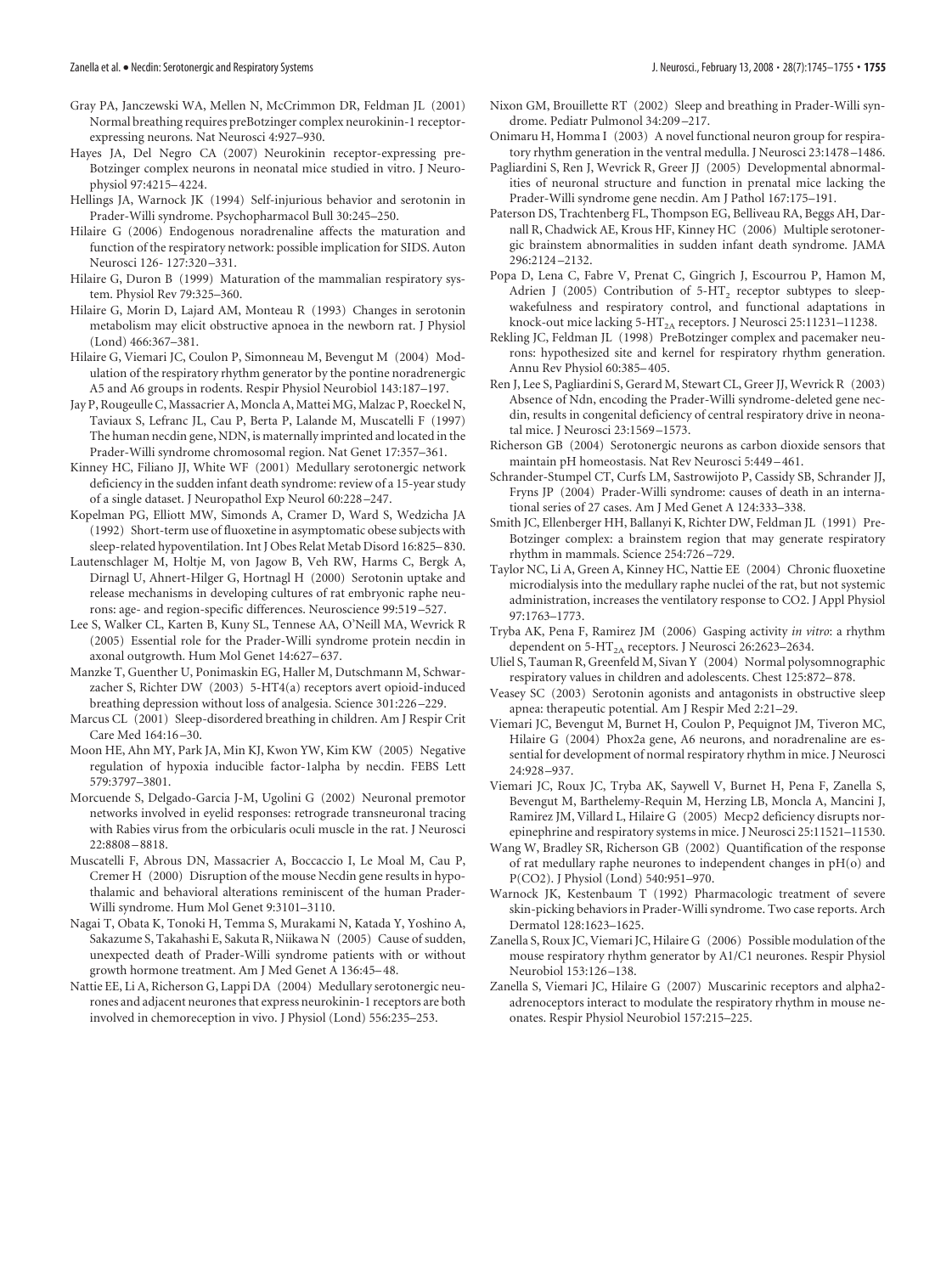Gray PA, Janczewski WA, Mellen N, McCrimmon DR, Feldman JL (2001) Normal breathing requires preBotzinger complex neurokinin-1 receptor-expressing neurons. Nat Neurosci 4:927–930.

Hayes JA, Del Negro CA (2007) Neurokinin receptor-expressing pre-Botzinger complex neurons in neonatal mice studied in vitro. J Neurophysiol 97:4215–4224.

Hellings JA, Warnock JK (1994) Self-injurious behavior and serotonin in Prader-Willi syndrome. Psychopharmacol Bull 30:245–250.

Hilaire G (2006) Endogenous noradrenaline affects the maturation and function of the respiratory network: possible implication for SIDS. Auton Neurosci 126- 127:320–331.

Hilaire G, Duron B (1999) Maturation of the mammalian respiratory system. Physiol Rev 79:325–360.

Hilaire G, Morin D, Lajard AM, Monteau R (1993) Changes in serotonin metabolism may elicit obstructive apnoea in the newborn rat. J Physiol (Lond) 466:367–381.

Hilaire G, Viemari JC, Coulon P, Simonneau M, Bevengut M (2004) Modulation of the respiratory rhythm generator by the pontine noradrenergic A5 and A6 groups in rodents. Respir Physiol Neurobiol 143:187–197.

Jay P, Rougeulle C, Massacrier A, Moncla A, Mattei MG, Malzac P, Roeckel N, Taviaux S, Lefranc JL, Cau P, Berta P, Lalande M, Muscatelli F (1997) The human necdin gene, NDN, is maternally imprinted and located in the Prader-Willi syndrome chromosomal region. Nat Genet 17:357–361.

Kinney HC, Filiano JJ, White WF (2001) Medullary serotonergic network deficiency in the sudden infant death syndrome: review of a 15-year study of a single dataset. J Neuropathol Exp Neurol 60:228–247.

Kopelman PG, Elliott MW, Simonds A, Cramer D, Ward S, Wedzicha JA (1992) Short-term use of fluoxetine in asymptomatic obese subjects with sleep-related hypoventilation. Int J Obes Relat Metab Disord 16:825–830.

Lautenschlager M, Holtje M, von Jagow B, Veh RW, Harms C, Bergk A, Dirnagl U, Ahnert-Hilger G, Hortnagl H (2000) Serotonin uptake and release mechanisms in developing cultures of rat embryonic raphe neurons: age- and region-specific differences. Neuroscience 99:519–527.

Lee S, Walker CL, Karten B, Kuny SL, Tennese AA, O'Neill MA, Wevrick R (2005) Essential role for the Prader-Willi syndrome protein necdin in axonal outgrowth. Hum Mol Genet 14:627–637.

Manzke T, Guenther U, Ponimaskin EG, Haller M, Dutschmann M, Schwarzacher S, Richter DW (2003) 5-HT4(a) receptors avert opioid-induced breathing depression without loss of analgesia. Science 301:226–229.

Marcus CL (2001) Sleep-disordered breathing in children. Am J Respir Crit Care Med 164:16–30.

Moon HE, Ahn MY, Park JA, Min KJ, Kwon YW, Kim KW (2005) Negative regulation of hypoxia inducible factor-1alpha by necdin. FEBS Lett 579:3797–3801.

Morcuende S, Delgado-Garcia J-M, Ugolini G (2002) Neuronal premotor networks involved in eyelid responses: retrograde transneuronal tracing with Rabies virus from the orbicularis oculi muscle in the rat. J Neurosci 22:8808–8818.

Muscatelli F, Abrous DN, Massacrier A, Boccaccio I, Le Moal M, Cau P, Cremer H (2000) Disruption of the mouse Necdin gene results in hypothalamic and behavioral alterations reminiscent of the human Prader-Willi syndrome. Hum Mol Genet 9:3101–3110.

Nagai T, Obata K, Tonoki H, Temma S, Murakami N, Katada Y, Yoshino A, Sakazume S, Takahashi E, Sakuta R, Niikawa N (2005) Cause of sudden, unexpected death of Prader-Willi syndrome patients with or without growth hormone treatment. Am J Med Genet A 136:45–48.

Nattie EE, Li A, Richerson G, Lappi DA (2004) Medullary serotonergic neurones and adjacent neurones that express neurokinin-1 receptors are both involved in chemoreception in vivo. J Physiol (Lond) 556:235–253.

Nixon GM, Brouillette RT (2002) Sleep and breathing in Prader-Willi syndrome. Pediatr Pulmonol 34:209–217.

Onimaru H, Homma I (2003) A novel functional neuron group for respiratory rhythm generation in the ventral medulla. J Neurosci 23:1478–1486.

Pagliardini S, Ren J, Wevrick R, Greer JJ (2005) Developmental abnormalities of neuronal structure and function in prenatal mice lacking the Prader-Willi syndrome gene necdin. Am J Pathol 167:175–191.

Paterson DS, Trachtenberg FL, Thompson EG, Belliveau RA, Beggs AH, Darnall R, Chadwick AE, Krous HF, Kinney HC (2006) Multiple serotonergic brainstem abnormalities in sudden infant death syndrome. JAMA 296:2124–2132.

Popa D, Lena C, Fabre V, Prenat C, Gingrich J, Escourrou P, Hamon M, Adrien J (2005) Contribution of 5-$HT_2$ receptor subtypes to sleep-wakefulness and respiratory control, and functional adaptations in knock-out mice lacking 5-$HT_{2A}$ receptors. J Neurosci 25:11231–11238.

Rekling JC, Feldman JL (1998) PreBotzinger complex and pacemaker neurons: hypothesized site and kernel for respiratory rhythm generation. Annu Rev Physiol 60:385–405.

Ren J, Lee S, Pagliardini S, Gerard M, Stewart CL, Greer JJ, Wevrick R (2003) Absence of Ndn, encoding the Prader-Willi syndrome-deleted gene necdin, results in congenital deficiency of central respiratory drive in neonatal mice. J Neurosci 23:1569–1573.

Richerson GB (2004) Serotonergic neurons as carbon dioxide sensors that maintain pH homeostasis. Nat Rev Neurosci 5:449–461.

Schrander-Stumpel CT, Curfs LM, Sastrowijoto P, Cassidy SB, Schrander JJ, Fryns JP (2004) Prader-Willi syndrome: causes of death in an international series of 27 cases. Am J Med Genet A 124:333–338.

Smith JC, Ellenberger HH, Ballanyi K, Richter DW, Feldman JL (1991) Pre-Botzinger complex: a brainstem region that may generate respiratory rhythm in mammals. Science 254:726–729.

Taylor NC, Li A, Green A, Kinney HC, Nattie EE (2004) Chronic fluoxetine microdialysis into the medullary raphe nuclei of the rat, but not systemic administration, increases the ventilatory response to CO2. J Appl Physiol 97:1763–1773.

Tryba AK, Pena F, Ramirez JM (2006) Gasping activity *in vitro*: a rhythm dependent on 5-$HT_{2A}$ receptors. J Neurosci 26:2623–2634.

Uliel S, Tauman R, Greenfeld M, Sivan Y (2004) Normal polysomnographic respiratory values in children and adolescents. Chest 125:872–878.

Veasey SC (2003) Serotonin agonists and antagonists in obstructive sleep apnea: therapeutic potential. Am J Respir Med 2:21–29.

Viemari JC, Bevengut M, Burnet H, Coulon P, Pequignot JM, Tiveron MC, Hilaire G (2004) Phox2a gene, A6 neurons, and noradrenaline are essential for development of normal respiratory rhythm in mice. J Neurosci 24:928–937.

Viemari JC, Roux JC, Tryba AK, Saywell V, Burnet H, Pena F, Zanella S, Bevengut M, Barthelemy-Requin M, Herzing LB, Moncla A, Mancini J, Ramirez JM, Villard L, Hilaire G (2005) Mecp2 deficiency disrupts norepinephrine and respiratory systems in mice. J Neurosci 25:11521–11530.

Wang W, Bradley SR, Richerson GB (2002) Quantification of the response of rat medullary raphe neurones to independent changes in pH(o) and P(CO2). J Physiol (Lond) 540:951–970.

Warnock JK, Kestenbaum T (1992) Pharmacologic treatment of severe skin-picking behaviors in Prader-Willi syndrome. Two case reports. Arch Dermatol 128:1623–1625.

Zanella S, Roux JC, Viemari JC, Hilaire G (2006) Possible modulation of the mouse respiratory rhythm generator by A1/C1 neurones. Respir Physiol Neurobiol 153:126–138.

Zanella S, Viemari JC, Hilaire G (2007) Muscarinic receptors and alpha2-adrenoceptors interact to modulate the respiratory rhythm in mouse neonates. Respir Physiol Neurobiol 157:215–225.